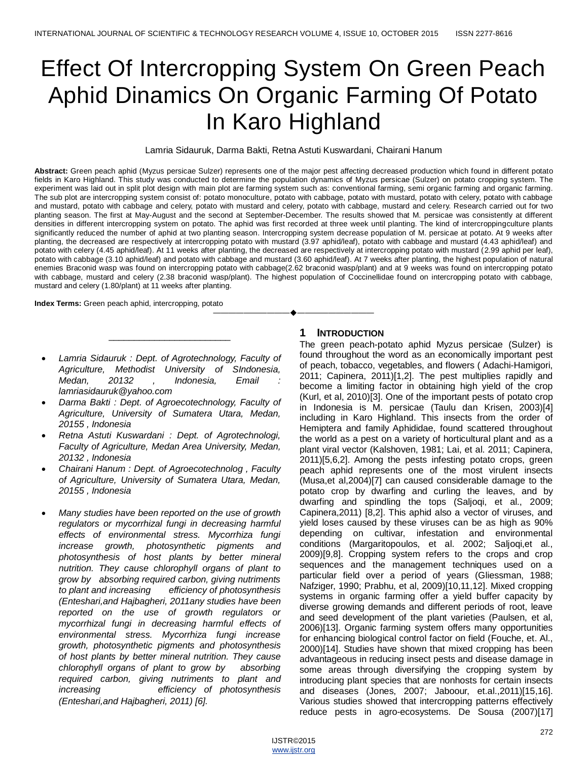# Effect Of Intercropping System On Green Peach Aphid Dinamics On Organic Farming Of Potato In Karo Highland

Lamria Sidauruk, Darma Bakti, Retna Astuti Kuswardani, Chairani Hanum

**Abstract:** Green peach aphid (Myzus persicae Sulzer) represents one of the major pest affecting decreased production which found in different potato fields in Karo Highland. This study was conducted to determine the population dynamics of Myzus persicae (Sulzer) on potato cropping system. The experiment was laid out in split plot design with main plot are farming system such as: conventional farming, semi organic farming and organic farming. The sub plot are intercropping system consist of: potato monoculture, potato with cabbage, potato with mustard, potato with celery, potato with cabbage and mustard, potato with cabbage and celery, potato with mustard and celery, potato with cabbage, mustard and celery. Research carried out for two planting season. The first at May-August and the second at September-December. The results showed that M. persicae was consistently at different densities in different intercropping system on potato. The aphid was first recorded at three week until planting. The kind of intercroppingculture plants significantly reduced the number of aphid at two planting season. Intercropping system decrease population of M. persicae at potato. At 9 weeks after planting, the decreased are respectively at intercropping potato with mustard (3.97 aphid/leaf), potato with cabbage and mustard (4.43 aphid/leaf) and potato with celery (4.45 aphid/leaf). At 11 weeks after planting, the decreased are respectively at intercropping potato with mustard (2.99 aphid per leaf), potato with cabbage (3.10 aphid/leaf) and potato with cabbage and mustard (3.60 aphid/leaf). At 7 weeks after planting, the highest population of natural enemies Braconid wasp was found on intercropping potato with cabbage(2.62 braconid wasp/plant) and at 9 weeks was found on intercropping potato with cabbage, mustard and celery (2.38 braconid wasp/plant). The highest population of Coccinellidae found on intercropping potato with cabbage, mustard and celery (1.80/plant) at 11 weeks after planting.

**Index Terms:** Green peach aphid, intercropping, potato

---

- *Lamria Sidauruk : Dept. of Agrotechnology, Faculty of Agriculture, Methodist University of SIndonesia, Medan, 20132 , Indonesia, Email : lamriasidauruk@yahoo.com*
- *Darma Bakti : Dept. of Agroecotechnology, Faculty of Agriculture, University of Sumatera Utara, Medan, 20155 , Indonesia*
- *Retna Astuti Kuswardani : Dept. of Agrotechnologi, Faculty of Agriculture, Medan Area University, Medan, 20132 , Indonesia*
- *Chairani Hanum : Dept. of Agroecotechnolog , Faculty of Agriculture, University of Sumatera Utara, Medan, 20155 , Indonesia*

- *Many studies have been reported on the use of growth regulators or mycorrhizal fungi in decreasing harmful effects of environmental stress. Mycorrhiza fungi increase growth, photosynthetic pigments and photosynthesis of host plants by better mineral nutrition. They cause chlorophyll organs of plant to grow by absorbing required carbon, giving nutriments to plant and increasing efficiency of photosynthesis (Enteshari,and Hajbagheri, 2011any studies have been reported on the use of growth regulators or mycorrhizal fungi in decreasing harmful effects of environmental stress. Mycorrhiza fungi increase growth, photosynthetic pigments and photosynthesis of host plants by better mineral nutrition. They cause chlorophyll organs of plant to grow by absorbing required carbon, giving nutriments to plant and increasing efficiency of photosynthesis (Enteshari,and Hajbagheri, 2011) [6].*

## 1 INTRODUCTION

The green peach-potato aphid Myzus persicae (Sulzer) is found throughout the word as an economically important pest of peach, tobacco, vegetables, and flowers ( Adachi-Hamigori, 2011; Capinera, 2011)[1,2]. The pest multiplies rapidly and become a limiting factor in obtaining high yield of the crop (Kurl, et al, 2010)[3]. One of the important pests of potato crop in Indonesia is M. persicae (Taulu dan Krisen, 2003)[4] including in Karo Highland. This insects from the order of Hemiptera and family Aphididae, found scattered throughout the world as a pest on a variety of horticultural plant and as a plant viral vector (Kalshoven, 1981; Lai, et al. 2011; Capinera, 2011)[5,6,2]. Among the pests infesting potato crops, green peach aphid represents one of the most virulent insects (Musa,et al,2004)[7] can caused considerable damage to the potato crop by dwarfing and curling the leaves, and by dwarfing and spindling the tops (Saljoqi, et al., 2009; Capinera,2011) [8,2]. This aphid also a vector of viruses, and yield loses caused by these viruses can be as high as 90% depending on cultivar, infestation and environmental conditions (Margaritopoulos, et al. 2002; Saljoqi,et al., 2009)[9,8]. Cropping system refers to the crops and crop sequences and the management techniques used on a particular field over a period of years (Gliessman, 1988; Nafziger, 1990; Prabhu, et al, 2009)[10,11,12]. Mixed cropping systems in organic farming offer a yield buffer capacity by diverse growing demands and different periods of root, leave and seed development of the plant varieties (Paulsen, et al, 2006)[13]. Organic farming system offers many opportunities for enhancing biological control factor on field (Fouche, et. Al., 2000)[14]. Studies have shown that mixed cropping has been advantageous in reducing insect pests and disease damage in some areas through diversifying the cropping system by introducing plant species that are nonhosts for certain insects and diseases (Jones, 2007; Jaboour, et.al.,2011)[15,16]. Various studies showed that intercropping patterns effectively reduce pests in agro-ecosystems. De Sousa (2007)[17]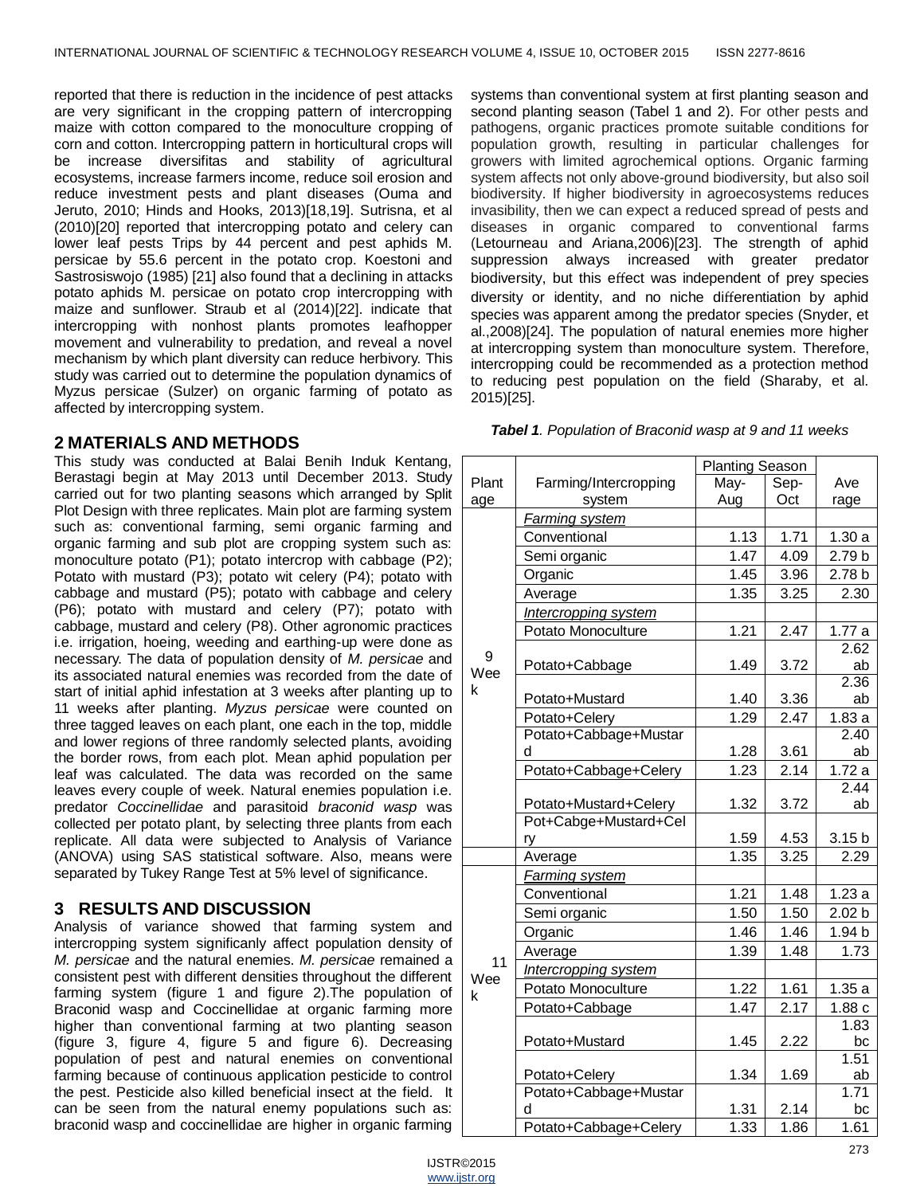reported that there is reduction in the incidence of pest attacks are very significant in the cropping pattern of intercropping maize with cotton compared to the monoculture cropping of corn and cotton. Intercropping pattern in horticultural crops will be increase diversifitas and stability of agricultural ecosystems, increase farmers income, reduce soil erosion and reduce investment pests and plant diseases (Ouma and Jeruto, 2010; Hinds and Hooks, 2013)[18,19]. Sutrisna, et al (2010)[20] reported that intercropping potato and celery can lower leaf pests Trips by 44 percent and pest aphids M. persicae by 55.6 percent in the potato crop. Koestoni and Sastrosiswojo (1985) [21] also found that a declining in attacks potato aphids M. persicae on potato crop intercropping with maize and sunflower. Straub et al (2014)[22]. indicate that intercropping with nonhost plants promotes leafhopper movement and vulnerability to predation, and reveal a novel mechanism by which plant diversity can reduce herbivory. This study was carried out to determine the population dynamics of Myzus persicae (Sulzer) on organic farming of potato as affected by intercropping system.

## 2 MATERIALS AND METHODS

This study was conducted at Balai Benih Induk Kentang, Berastagi begin at May 2013 until December 2013. Study carried out for two planting seasons which arranged by Split Plot Design with three replicates. Main plot are farming system such as: conventional farming, semi organic farming and organic farming and sub plot are cropping system such as: monoculture potato (P1); potato intercrop with cabbage (P2); Potato with mustard (P3); potato wit celery (P4); potato with cabbage and mustard (P5); potato with cabbage and celery (P6); potato with mustard and celery (P7); potato with cabbage, mustard and celery (P8). Other agronomic practices i.e. irrigation, hoeing, weeding and earthing-up were done as necessary. The data of population density of *M. persicae* and its associated natural enemies was recorded from the date of start of initial aphid infestation at 3 weeks after planting up to 11 weeks after planting. *Myzus persicae* were counted on three tagged leaves on each plant, one each in the top, middle and lower regions of three randomly selected plants, avoiding the border rows, from each plot. Mean aphid population per leaf was calculated. The data was recorded on the same leaves every couple of week. Natural enemies population i.e. predator *Coccinellidae* and parasitoid *braconid wasp* was collected per potato plant, by selecting three plants from each replicate. All data were subjected to Analysis of Variance (ANOVA) using SAS statistical software. Also, means were separated by Tukey Range Test at 5% level of significance.

## 3 RESULTS AND DISCUSSION

Analysis of variance showed that farming system and intercropping system significanly affect population density of *M. persicae* and the natural enemies. *M. persicae* remained a consistent pest with different densities throughout the different farming system (figure 1 and figure 2).The population of Braconid wasp and Coccinellidae at organic farming more higher than conventional farming at two planting season (figure 3, figure 4, figure 5 and figure 6). Decreasing population of pest and natural enemies on conventional farming because of continuous application pesticide to control the pest. Pesticide also killed beneficial insect at the field. It can be seen from the natural enemy populations such as: braconid wasp and coccinellidae are higher in organic farming systems than conventional system at first planting season and second planting season (Tabel 1 and 2). For other pests and pathogens, organic practices promote suitable conditions for population growth, resulting in particular challenges for growers with limited agrochemical options. Organic farming system affects not only above-ground biodiversity, but also soil biodiversity. If higher biodiversity in agroecosystems reduces invasibility, then we can expect a reduced spread of pests and diseases in organic compared to conventional farms (Letourneau and Ariana,2006)[23]. The strength of aphid suppression always increased with greater predator biodiversity, but this effect was independent of prey species diversity or identity, and no niche differentiation by aphid species was apparent among the predator species (Snyder, et al.,2008)[24]. The population of natural enemies more higher at intercropping system than monoculture system. Therefore, intercropping could be recommended as a protection method to reducing pest population on the field (Sharaby, et al. 2015)[25].

***Tabel 1**. Population of Braconid wasp at 9 and 11 weeks*

| Plant age | Farming/Intercropping system | Planting Season | | Average |
|---|---|---|---|---|
| | | May-Aug | Sep-Oct | |
| 9 Week | *Farming system* | | | |
| | Conventional | 1.13 | 1.71 | 1.30 a |
| | Semi organic | 1.47 | 4.09 | 2.79 b |
| | Organic | 1.45 | 3.96 | 2.78 b |
| | Average | 1.35 | 3.25 | 2.30 |
| | *Intercropping system* | | | |
| | Potato Monoculture | 1.21 | 2.47 | 1.77 a |
| | Potato+Cabbage | 1.49 | 3.72 | 2.62 ab |
| | Potato+Mustard | 1.40 | 3.36 | 2.36 ab |
| | Potato+Celery | 1.29 | 2.47 | 1.83 a |
| | Potato+Cabbage+Mustard | 1.28 | 3.61 | 2.40 ab |
| | Potato+Cabbage+Celery | 1.23 | 2.14 | 1.72 a |
| | Potato+Mustard+Celery | 1.32 | 3.72 | 2.44 ab |
| | Pot+Cabge+Mustard+Celry | 1.59 | 4.53 | 3.15 b |
| | Average | 1.35 | 3.25 | 2.29 |
| 11 Week | *Farming system* | | | |
| | Conventional | 1.21 | 1.48 | 1.23 a |
| | Semi organic | 1.50 | 1.50 | 2.02 b |
| | Organic | 1.46 | 1.46 | 1.94 b |
| | Average | 1.39 | 1.48 | 1.73 |
| | *Intercropping system* | | | |
| | Potato Monoculture | 1.22 | 1.61 | 1.35 a |
| | Potato+Cabbage | 1.47 | 2.17 | 1.88 c |
| | Potato+Mustard | 1.45 | 2.22 | 1.83 bc |
| | Potato+Celery | 1.34 | 1.69 | 1.51 ab |
| | Potato+Cabbage+Mustard | 1.31 | 2.14 | 1.71 bc |
| | Potato+Cabbage+Celery | 1.33 | 1.86 | 1.61 |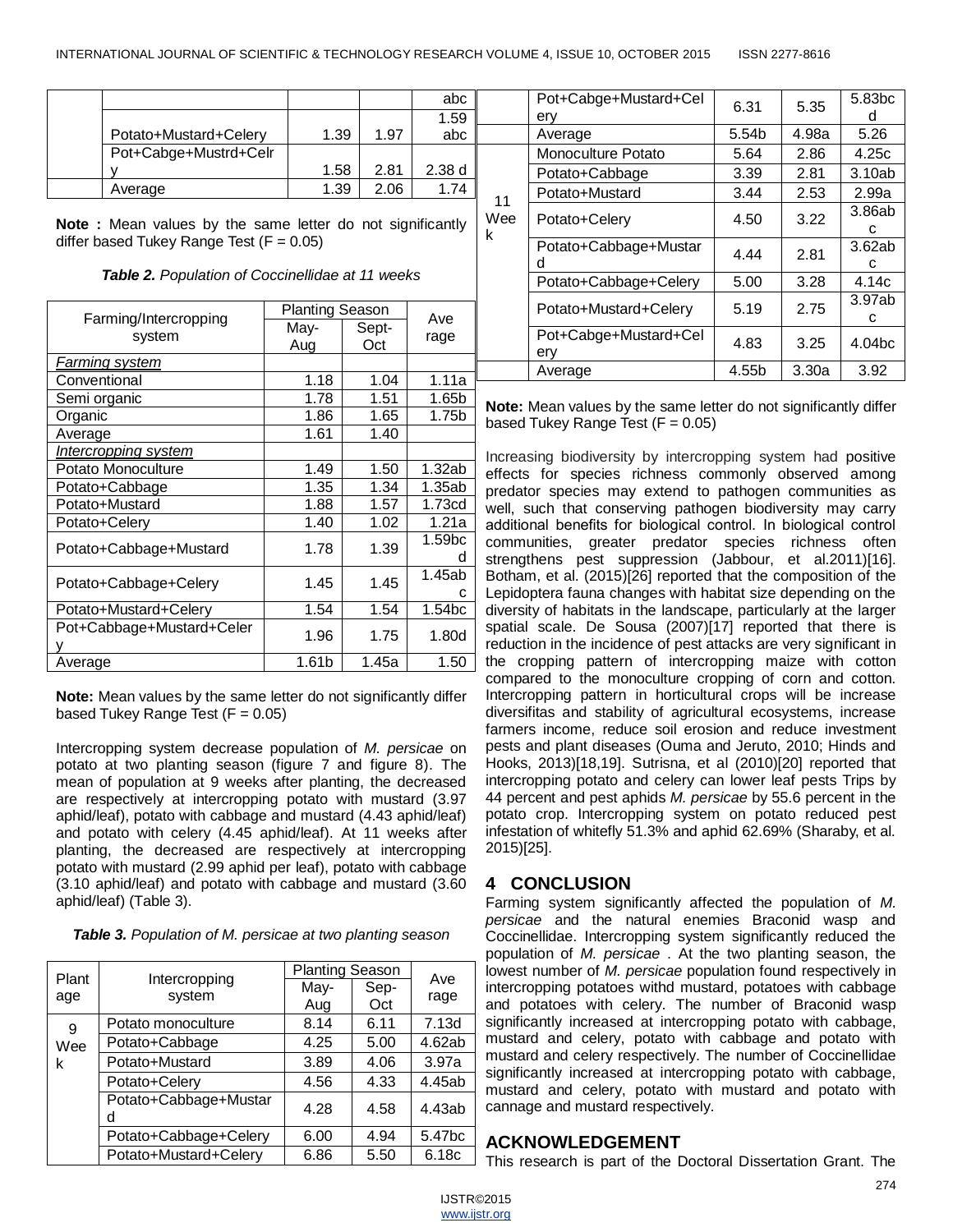| | | | | abc |
|---|---|---|---|---|
| | Potato+Mustard+Celery | 1.39 | 1.97 | 1.59 abc |
| | Pot+Cabge+Mustrd+Celry | 1.58 | 2.81 | 2.38 d |
| | Average | 1.39 | 2.06 | 1.74 |

**Note :** Mean values by the same letter do not significantly differ based Tukey Range Test (F = 0.05)

***Table 2.*** *Population of Coccinellidae at 11 weeks*

| Farming/Intercropping system | Planting Season | | Average |
|---|---|---|---|
| | May-Aug | Sept-Oct | |
| *Farming system* | | | |
| Conventional | 1.18 | 1.04 | 1.11a |
| Semi organic | 1.78 | 1.51 | 1.65b |
| Organic | 1.86 | 1.65 | 1.75b |
| Average | 1.61 | 1.40 | |
| *Intercropping system* | | | |
| Potato Monoculture | 1.49 | 1.50 | 1.32ab |
| Potato+Cabbage | 1.35 | 1.34 | 1.35ab |
| Potato+Mustard | 1.88 | 1.57 | 1.73cd |
| Potato+Celery | 1.40 | 1.02 | 1.21a |
| Potato+Cabbage+Mustard | 1.78 | 1.39 | 1.59bcd |
| Potato+Cabbage+Celery | 1.45 | 1.45 | 1.45abc |
| Potato+Mustard+Celery | 1.54 | 1.54 | 1.54bc |
| Pot+Cabbage+Mustard+Celery | 1.96 | 1.75 | 1.80d |
| Average | 1.61b | 1.45a | 1.50 |

**Note:** Mean values by the same letter do not significantly differ based Tukey Range Test (F = 0.05)

Intercropping system decrease population of *M. persicae* on potato at two planting season (figure 7 and figure 8). The mean of population at 9 weeks after planting, the decreased are respectively at intercropping potato with mustard (3.97 aphid/leaf), potato with cabbage and mustard (4.43 aphid/leaf) and potato with celery (4.45 aphid/leaf). At 11 weeks after planting, the decreased are respectively at intercropping potato with mustard (2.99 aphid per leaf), potato with cabbage (3.10 aphid/leaf) and potato with cabbage and mustard (3.60 aphid/leaf) (Table 3).

***Table 3.*** *Population of M. persicae at two planting season*

| Plant age | Intercropping system | Planting Season | | Average |
|---|---|---|---|---|
| | | May-Aug | Sep-Oct | |
| 9 Week | Potato monoculture | 8.14 | 6.11 | 7.13d |
| | Potato+Cabbage | 4.25 | 5.00 | 4.62ab |
| | Potato+Mustard | 3.89 | 4.06 | 3.97a |
| | Potato+Celery | 4.56 | 4.33 | 4.45ab |
| | Potato+Cabbage+Mustard | 4.28 | 4.58 | 4.43ab |
| | Potato+Cabbage+Celery | 6.00 | 4.94 | 5.47bc |
| | Potato+Mustard+Celery | 6.86 | 5.50 | 6.18c |
| | Pot+Cabge+Mustard+Celery | 6.31 | 5.35 | 5.83bcd |
| | Average | 5.54b | 4.98a | 5.26 |
| 11 Week | Monoculture Potato | 5.64 | 2.86 | 4.25c |
| | Potato+Cabbage | 3.39 | 2.81 | 3.10ab |
| | Potato+Mustard | 3.44 | 2.53 | 2.99a |
| | Potato+Celery | 4.50 | 3.22 | 3.86abc |
| | Potato+Cabbage+Mustard | 4.44 | 2.81 | 3.62abc |
| | Potato+Cabbage+Celery | 5.00 | 3.28 | 4.14c |
| | Potato+Mustard+Celery | 5.19 | 2.75 | 3.97abc |
| | Pot+Cabge+Mustard+Celery | 4.83 | 3.25 | 4.04bc |
| | Average | 4.55b | 3.30a | 3.92 |

**Note:** Mean values by the same letter do not significantly differ based Tukey Range Test (F = 0.05)

Increasing biodiversity by intercropping system had positive effects for species richness commonly observed among predator species may extend to pathogen communities as well, such that conserving pathogen biodiversity may carry additional benefits for biological control. In biological control communities, greater predator species richness often strengthens pest suppression (Jabbour, et al.2011)[16]. Botham, et al. (2015)[26] reported that the composition of the Lepidoptera fauna changes with habitat size depending on the diversity of habitats in the landscape, particularly at the larger spatial scale. De Sousa (2007)[17] reported that there is reduction in the incidence of pest attacks are very significant in the cropping pattern of intercropping maize with cotton compared to the monoculture cropping of corn and cotton. Intercropping pattern in horticultural crops will be increase diversifitas and stability of agricultural ecosystems, increase farmers income, reduce soil erosion and reduce investment pests and plant diseases (Ouma and Jeruto, 2010; Hinds and Hooks, 2013)[18,19]. Sutrisna, et al (2010)[20] reported that intercropping potato and celery can lower leaf pests Trips by 44 percent and pest aphids *M. persicae* by 55.6 percent in the potato crop. Intercropping system on potato reduced pest infestation of whitefly 51.3% and aphid 62.69% (Sharaby, et al. 2015)[25].

## 4 CONCLUSION

Farming system significantly affected the population of *M. persicae* and the natural enemies Braconid wasp and Coccinellidae. Intercropping system significantly reduced the population of *M. persicae* . At the two planting season, the lowest number of *M. persicae* population found respectively in intercropping potatoes withd mustard, potatoes with cabbage and potatoes with celery. The number of Braconid wasp significantly increased at intercropping potato with cabbage, mustard and celery, potato with cabbage and potato with mustard and celery respectively. The number of Coccinellidae significantly increased at intercropping potato with cabbage, mustard and celery, potato with mustard and potato with cannage and mustard respectively.

## ACKNOWLEDGEMENT

This research is part of the Doctoral Dissertation Grant. The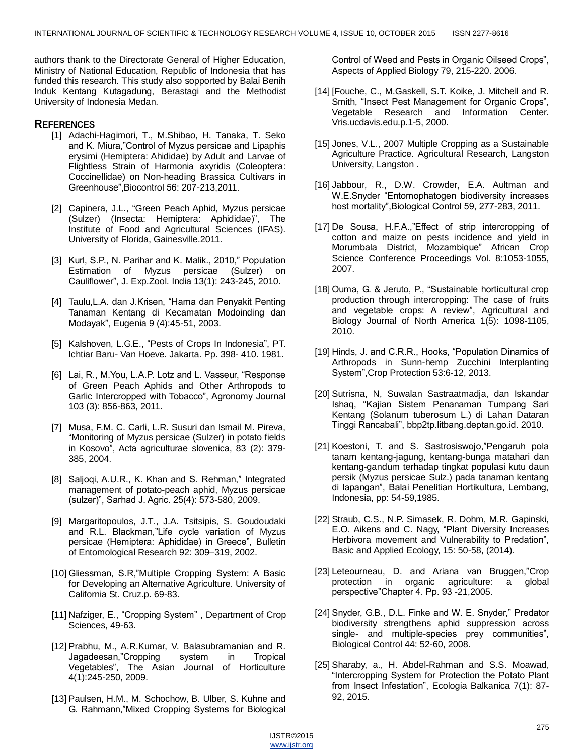authors thank to the Directorate General of Higher Education, Ministry of National Education, Republic of Indonesia that has funded this research. This study also sopported by Balai Benih Induk Kentang Kutagadung, Berastagi and the Methodist University of Indonesia Medan.

## REFERENCES

[1] Adachi-Hagimori, T., M.Shibao, H. Tanaka, T. Seko and K. Miura,"Control of Myzus persicae and Lipaphis erysimi (Hemiptera: Ahididae) by Adult and Larvae of Flightless Strain of Harmonia axyridis (Coleoptera: Coccinellidae) on Non-heading Brassica Cultivars in Greenhouse",Biocontrol 56: 207-213,2011.

[2] Capinera, J.L., "Green Peach Aphid, Myzus persicae (Sulzer) (Insecta: Hemiptera: Aphididae)", The Institute of Food and Agricultural Sciences (IFAS). University of Florida, Gainesville.2011.

[3] Kurl, S.P., N. Parihar and K. Malik., 2010," Population Estimation of Myzus persicae (Sulzer) on Cauliflower", J. Exp.Zool. India 13(1): 243-245, 2010.

[4] Taulu,L.A. dan J.Krisen, "Hama dan Penyakit Penting Tanaman Kentang di Kecamatan Modoinding dan Modayak", Eugenia 9 (4):45-51, 2003.

[5] Kalshoven, L.G.E., "Pests of Crops In Indonesia", PT. Ichtiar Baru- Van Hoeve. Jakarta. Pp. 398- 410. 1981.

[6] Lai, R., M.You, L.A.P. Lotz and L. Vasseur, "Response of Green Peach Aphids and Other Arthropods to Garlic Intercropped with Tobacco", Agronomy Journal 103 (3): 856-863, 2011.

[7] Musa, F.M. C. Carli, L.R. Susuri dan Ismail M. Pireva, "Monitoring of Myzus persicae (Sulzer) in potato fields in Kosovo", Acta agriculturae slovenica, 83 (2): 379-385, 2004.

[8] Saljoqi, A.U.R., K. Khan and S. Rehman," Integrated management of potato-peach aphid, Myzus persicae (sulzer)", Sarhad J. Agric. 25(4): 573-580, 2009.

[9] Margaritopoulos, J.T., J.A. Tsitsipis, S. Goudoudaki and R.L. Blackman,"Life cycle variation of Myzus persicae (Hemiptera: Aphididae) in Greece", Bulletin of Entomological Research 92: 309–319, 2002.

[10] Gliessman, S.R,"Multiple Cropping System: A Basic for Developing an Alternative Agriculture. University of California St. Cruz.p. 69-83.

[11] Nafziger, E., "Cropping System" , Department of Crop Sciences, 49-63.

[12] Prabhu, M., A.R.Kumar, V. Balasubramanian and R. Jagadeesan,"Cropping system in Tropical Vegetables", The Asian Journal of Horticulture 4(1):245-250, 2009.

[13] Paulsen, H.M., M. Schochow, B. Ulber, S. Kuhne and G. Rahmann,"Mixed Cropping Systems for Biological Control of Weed and Pests in Organic Oilseed Crops", Aspects of Applied Biology 79, 215-220. 2006.

[14] [Fouche, C., M.Gaskell, S.T. Koike, J. Mitchell and R. Smith, "Insect Pest Management for Organic Crops", Vegetable Research and Information Center. Vris.ucdavis.edu.p.1-5, 2000.

[15] Jones, V.L., 2007 Multiple Cropping as a Sustainable Agriculture Practice. Agricultural Research, Langston University, Langston .

[16] Jabbour, R., D.W. Crowder, E.A. Aultman and W.E.Snyder "Entomophatogen biodiversity increases host mortality",Biological Control 59, 277-283, 2011.

[17] De Sousa, H.F.A.,"Effect of strip intercropping of cotton and maize on pests incidence and yield in Morumbala District, Mozambique" African Crop Science Conference Proceedings Vol. 8:1053-1055, 2007.

[18] Ouma, G. & Jeruto, P., "Sustainable horticultural crop production through intercropping: The case of fruits and vegetable crops: A review", Agricultural and Biology Journal of North America 1(5): 1098-1105, 2010.

[19] Hinds, J. and C.R.R., Hooks, "Population Dinamics of Arthropods in Sunn-hemp Zucchini Interplanting System",Crop Protection 53:6-12, 2013.

[20] Sutrisna, N, Suwalan Sastraatmadja, dan Iskandar Ishaq, "Kajian Sistem Penanaman Tumpang Sari Kentang (Solanum tuberosum L.) di Lahan Dataran Tinggi Rancabali", bbp2tp.litbang.deptan.go.id. 2010.

[21] Koestoni, T. and S. Sastrosiswojo,"Pengaruh pola tanam kentang-jagung, kentang-bunga matahari dan kentang-gandum terhadap tingkat populasi kutu daun persik (Myzus persicae Sulz.) pada tanaman kentang di lapangan", Balai Penelitian Hortikultura, Lembang, Indonesia, pp: 54-59,1985.

[22] Straub, C.S., N.P. Simasek, R. Dohm, M.R. Gapinski, E.O. Aikens and C. Nagy, "Plant Diversity Increases Herbivora movement and Vulnerability to Predation", Basic and Applied Ecology, 15: 50-58, (2014).

[23] Leteourneau, D. and Ariana van Bruggen,"Crop protection in organic agriculture: a global perspective"Chapter 4. Pp. 93 -21,2005.

[24] Snyder, G.B., D.L. Finke and W. E. Snyder," Predator biodiversity strengthens aphid suppression across single- and multiple-species prey communities", Biological Control 44: 52-60, 2008.

[25] Sharaby, a., H. Abdel-Rahman and S.S. Moawad, "Intercropping System for Protection the Potato Plant from Insect Infestation", Ecologia Balkanica 7(1): 87-92, 2015.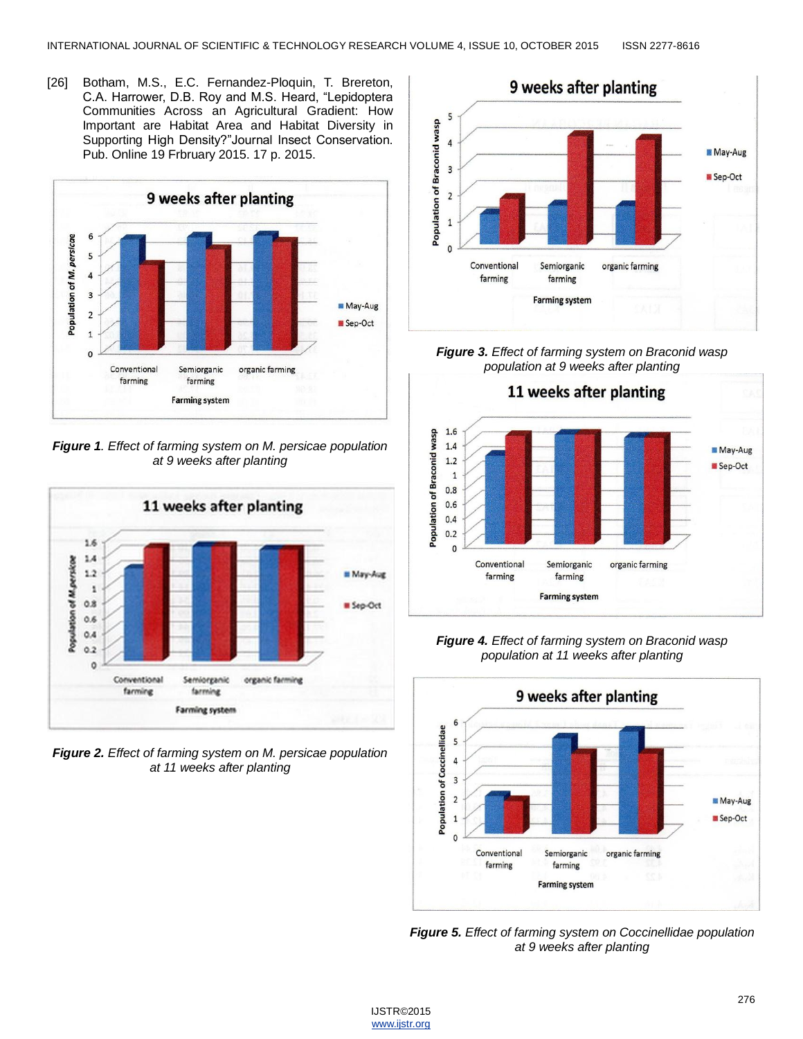[26] Botham, M.S., E.C. Fernandez-Ploquin, T. Brereton, C.A. Harrower, D.B. Roy and M.S. Heard, "Lepidoptera Communities Across an Agricultural Gradient: How Important are Habitat Area and Habitat Diversity in Supporting High Density?"Journal Insect Conservation. Pub. Online 19 Frbruary 2015. 17 p. 2015.

***Figure 1**. Effect of farming system on M. persicae population at 9 weeks after planting*

***Figure 2.** Effect of farming system on M. persicae population at 11 weeks after planting*

***Figure 3.** Effect of farming system on Braconid wasp population at 9 weeks after planting*

***Figure 4.** Effect of farming system on Braconid wasp population at 11 weeks after planting*

***Figure 5.** Effect of farming system on Coccinellidae population at 9 weeks after planting*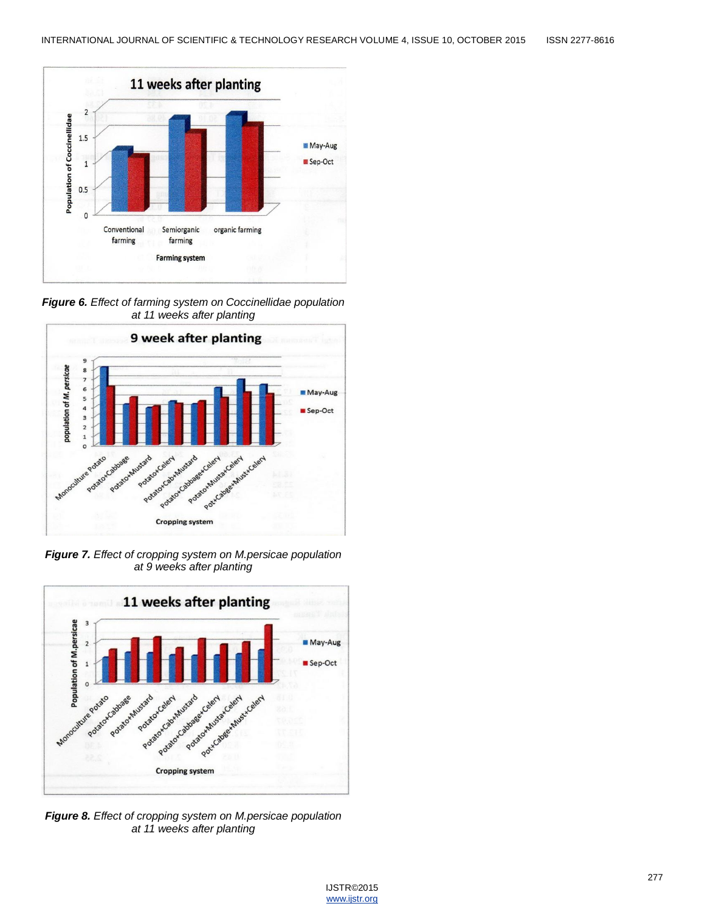11 weeks after planting

Population of Coccinellidae

0
0.5
1
1.5
2

Conventional farming
Semiorganic farming
organic farming

Farming system

May-Aug
Sep-Oct

*Figure 6.* Effect of farming system on Coccinellidae population at 11 weeks after planting

9 week after planting

population of M. persicae

0
1
2
3
4
5
6
7
8
9

Monoculture Potato
Potato+Cabbage
Potato+Mustard
Potato+Celery
Potato+Cab+Mustard
Potato+Cabbage+Celery
Potato+Musta+Celery
Pot+Cabge+Must+Celery

Cropping system

May-Aug
Sep-Oct

*Figure 7.* Effect of cropping system on M.persicae population at 9 weeks after planting

11 weeks after planting

Population of M.persicae

0
1
2
3

Monoculture Potato
Potato+Cabbage
Potato+Mustard
Potato+Celery
Potato+Cab+Mustard
Potato+Cabbage+Celery
Potato+Mustard+Celery
Pot+Cabge+Must+Celery

Cropping system

May-Aug
Sep-Oct

*Figure 8.* Effect of cropping system on M.persicae population at 11 weeks after planting